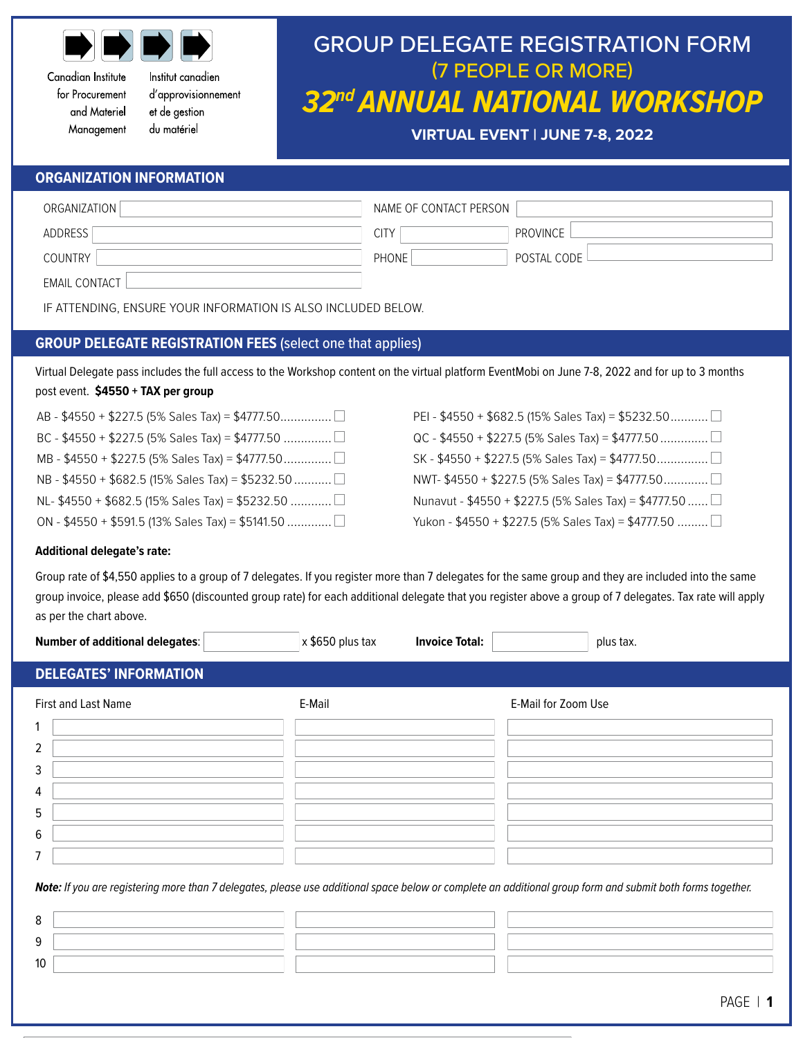Canadian Institute for Procurement and Materiel Management

Institut canadien d'approvisionnement et de gestion du matériel

# GROUP DELEGATE REGISTRATION FORM

## (7 PEOPLE OR MORE)

# 32nd ANNUAL NATIONAL WORKSHOP

**VIRTUAL EVENT | JUNE 7-8, 2022**

## ORGANIZATION INFORMATION

| | | | |
|---|---|---|---|
| ORGANIZATION | | NAME OF CONTACT PERSON | |
| ADDRESS | | CITY | |
| | | PROVINCE | |
| COUNTRY | | PHONE | |
| | | POSTAL CODE | |
| EMAIL CONTACT | | | |

IF ATTENDING, ENSURE YOUR INFORMATION IS ALSO INCLUDED BELOW.

## GROUP DELEGATE REGISTRATION FEES (select one that applies)

Virtual Delegate pass includes the full access to the Workshop content on the virtual platform EventMobi on June 7-8, 2022 and for up to 3 months post event. **$4550 + TAX per group**

- AB - $4550 + $227.5 (5% Sales Tax) = $4777.50............... ☐
- BC - $4550 + $227.5 (5% Sales Tax) = $4777.50 .............. ☐
- MB - $4550 + $227.5 (5% Sales Tax) = $4777.50.............. ☐
- NB - $4550 + $682.5 (15% Sales Tax) = $5232.50 ........... ☐
- NL- $4550 + $682.5 (15% Sales Tax) = $5232.50 ............ ☐
- ON - $4550 + $591.5 (13% Sales Tax) = $5141.50 ............. ☐
- PEI - $4550 + $682.5 (15% Sales Tax) = $5232.50........... ☐
- QC - $4550 + $227.5 (5% Sales Tax) = $4777.50 .............. ☐
- SK - $4550 + $227.5 (5% Sales Tax) = $4777.50............... ☐
- NWT- $4550 + $227.5 (5% Sales Tax) = $4777.50............. ☐
- Nunavut - $4550 + $227.5 (5% Sales Tax) = $4777.50 ...... ☐
- Yukon - $4550 + $227.5 (5% Sales Tax) = $4777.50 ......... ☐

**Additional delegate's rate:**

Group rate of $4,550 applies to a group of 7 delegates. If you register more than 7 delegates for the same group and they are included into the same group invoice, please add $650 (discounted group rate) for each additional delegate that you register above a group of 7 delegates. Tax rate will apply as per the chart above.

**Number of additional delegates**: ____________ x $650 plus tax **Invoice Total:** ____________ plus tax.

## DELEGATES' INFORMATION

| | First and Last Name | E-Mail | E-Mail for Zoom Use |
|---|---|---|---|
| 1 | | | |
| 2 | | | |
| 3 | | | |
| 4 | | | |
| 5 | | | |
| 6 | | | |
| 7 | | | |

***Note:** If you are registering more than 7 delegates, please use additional space below or complete an additional group form and submit both forms together.*

| | | | |
|---|---|---|---|
| 8 | | | |
| 9 | | | |
| 10 | | | |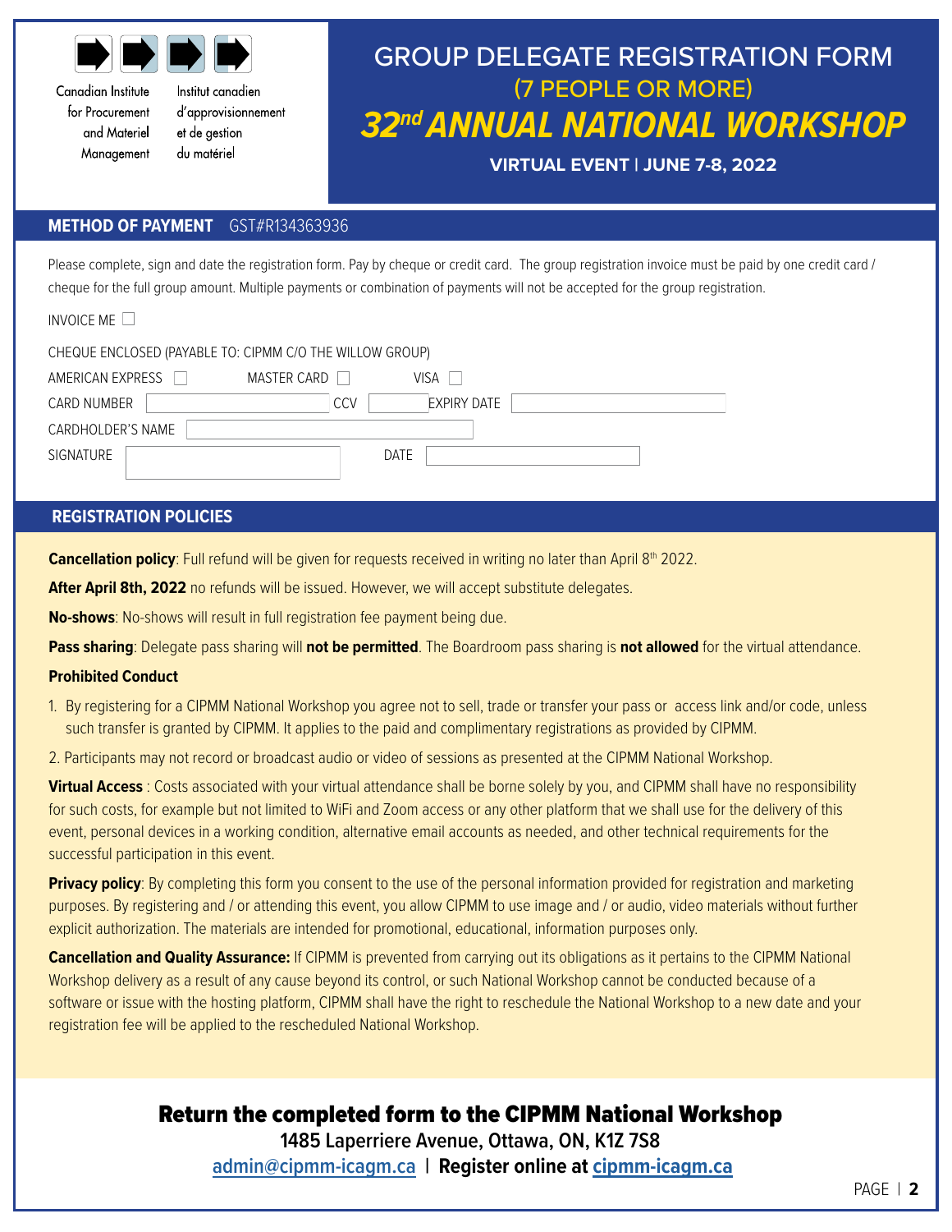Canadian Institute for Procurement and Materiel Management

Institut canadien d'approvisionnement et de gestion du matériel

# GROUP DELEGATE REGISTRATION FORM (7 PEOPLE OR MORE)

# *32nd ANNUAL NATIONAL WORKSHOP*

**VIRTUAL EVENT | JUNE 7-8, 2022**

## METHOD OF PAYMENT GST#R134363936

Please complete, sign and date the registration form. Pay by cheque or credit card. The group registration invoice must be paid by one credit card / cheque for the full group amount. Multiple payments or combination of payments will not be accepted for the group registration.

INVOICE ME ☐

CHEQUE ENCLOSED (PAYABLE TO: CIPMM C/O THE WILLOW GROUP)

AMERICAN EXPRESS ☐ MASTER CARD ☐ VISA ☐

CARD NUMBER ______ CCV ______ EXPIRY DATE ______

CARDHOLDER'S NAME ______

SIGNATURE ______ DATE ______

## REGISTRATION POLICIES

**Cancellation policy**: Full refund will be given for requests received in writing no later than April 8th 2022.

**After April 8th, 2022** no refunds will be issued. However, we will accept substitute delegates.

**No-shows**: No-shows will result in full registration fee payment being due.

**Pass sharing**: Delegate pass sharing will **not be permitted**. The Boardroom pass sharing is **not allowed** for the virtual attendance.

**Prohibited Conduct**

1. By registering for a CIPMM National Workshop you agree not to sell, trade or transfer your pass or access link and/or code, unless such transfer is granted by CIPMM. It applies to the paid and complimentary registrations as provided by CIPMM.
2. Participants may not record or broadcast audio or video of sessions as presented at the CIPMM National Workshop.

**Virtual Access** : Costs associated with your virtual attendance shall be borne solely by you, and CIPMM shall have no responsibility for such costs, for example but not limited to WiFi and Zoom access or any other platform that we shall use for the delivery of this event, personal devices in a working condition, alternative email accounts as needed, and other technical requirements for the successful participation in this event.

**Privacy policy**: By completing this form you consent to the use of the personal information provided for registration and marketing purposes. By registering and / or attending this event, you allow CIPMM to use image and / or audio, video materials without further explicit authorization. The materials are intended for promotional, educational, information purposes only.

**Cancellation and Quality Assurance:** If CIPMM is prevented from carrying out its obligations as it pertains to the CIPMM National Workshop delivery as a result of any cause beyond its control, or such National Workshop cannot be conducted because of a software or issue with the hosting platform, CIPMM shall have the right to reschedule the National Workshop to a new date and your registration fee will be applied to the rescheduled National Workshop.

## Return the completed form to the CIPMM National Workshop

**1485 Laperriere Avenue, Ottawa, ON, K1Z 7S8**

**admin@cipmm-icagm.ca | Register online at cipmm-icagm.ca**